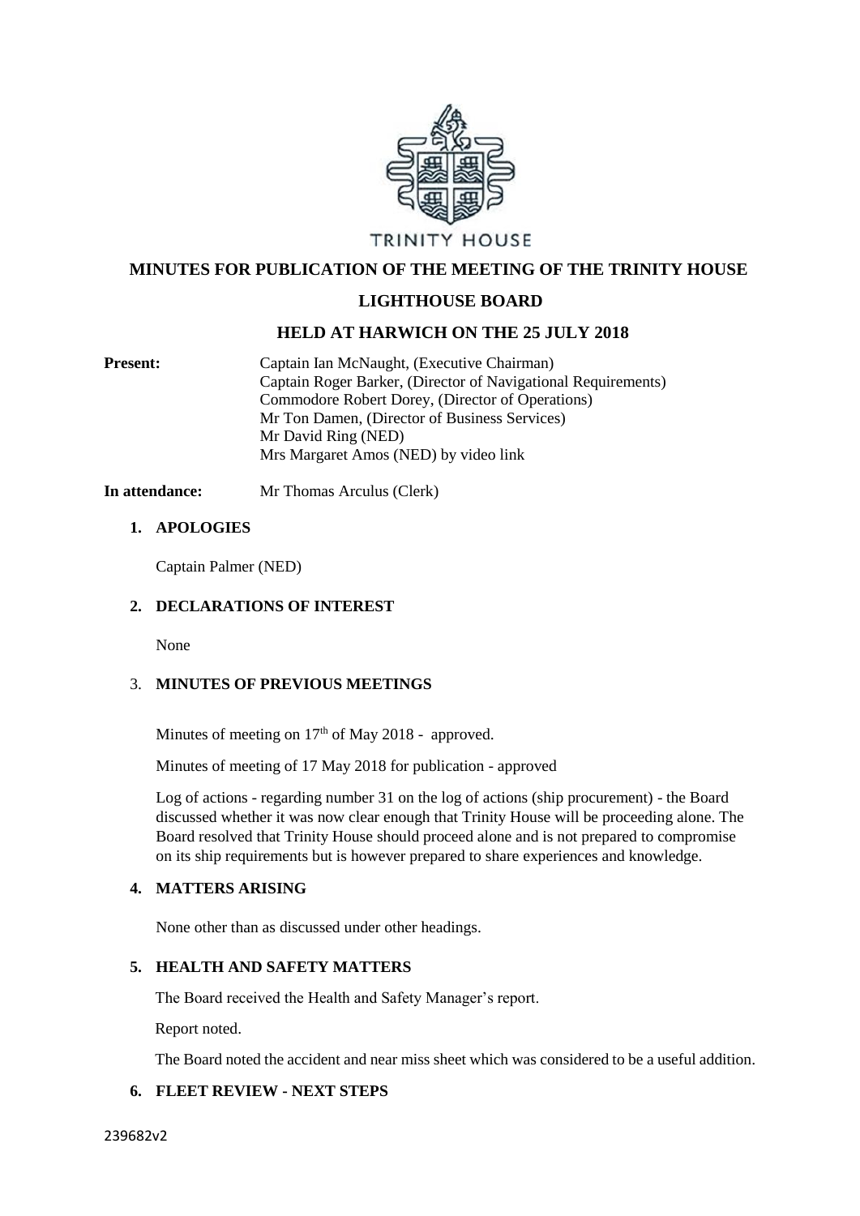TRINITY HOUSE

# MINUTES FOR PUBLICATION OF THE MEETING OF THE TRINITY HOUSE LIGHTHOUSE BOARD

## HELD AT HARWICH ON THE 25 JULY 2018

**Present:** Captain Ian McNaught, (Executive Chairman)
Captain Roger Barker, (Director of Navigational Requirements)
Commodore Robert Dorey, (Director of Operations)
Mr Ton Damen, (Director of Business Services)
Mr David Ring (NED)
Mrs Margaret Amos (NED) by video link

**In attendance:** Mr Thomas Arculus (Clerk)

### 1. APOLOGIES

Captain Palmer (NED)

### 2. DECLARATIONS OF INTEREST

None

### 3. MINUTES OF PREVIOUS MEETINGS

Minutes of meeting on 17th of May 2018 - approved.

Minutes of meeting of 17 May 2018 for publication - approved

Log of actions - regarding number 31 on the log of actions (ship procurement) - the Board discussed whether it was now clear enough that Trinity House will be proceeding alone. The Board resolved that Trinity House should proceed alone and is not prepared to compromise on its ship requirements but is however prepared to share experiences and knowledge.

### 4. MATTERS ARISING

None other than as discussed under other headings.

### 5. HEALTH AND SAFETY MATTERS

The Board received the Health and Safety Manager's report.

Report noted.

The Board noted the accident and near miss sheet which was considered to be a useful addition.

### 6. FLEET REVIEW - NEXT STEPS

239682v2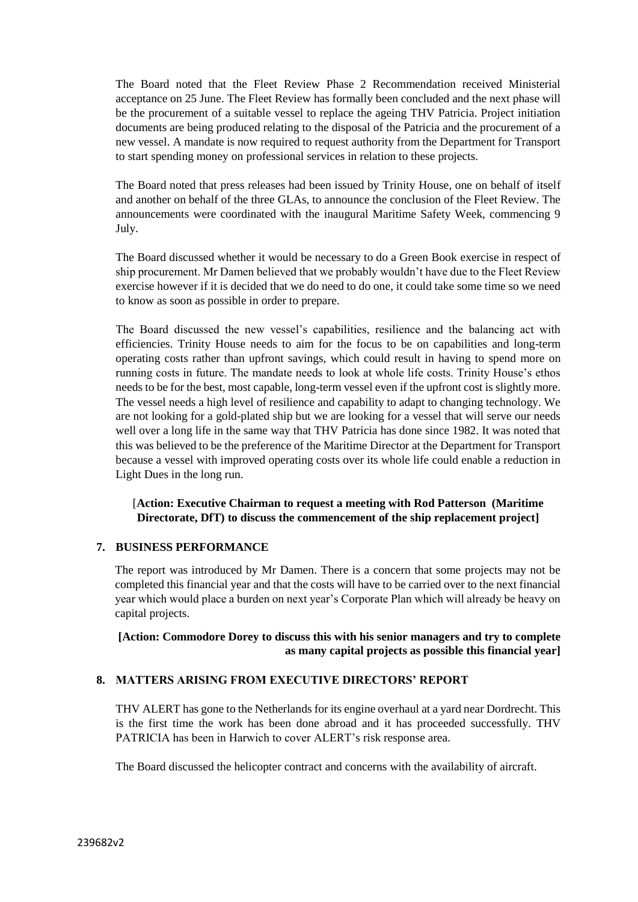The Board noted that the Fleet Review Phase 2 Recommendation received Ministerial acceptance on 25 June. The Fleet Review has formally been concluded and the next phase will be the procurement of a suitable vessel to replace the ageing THV Patricia. Project initiation documents are being produced relating to the disposal of the Patricia and the procurement of a new vessel. A mandate is now required to request authority from the Department for Transport to start spending money on professional services in relation to these projects.

The Board noted that press releases had been issued by Trinity House, one on behalf of itself and another on behalf of the three GLAs, to announce the conclusion of the Fleet Review. The announcements were coordinated with the inaugural Maritime Safety Week, commencing 9 July.

The Board discussed whether it would be necessary to do a Green Book exercise in respect of ship procurement. Mr Damen believed that we probably wouldn't have due to the Fleet Review exercise however if it is decided that we do need to do one, it could take some time so we need to know as soon as possible in order to prepare.

The Board discussed the new vessel's capabilities, resilience and the balancing act with efficiencies. Trinity House needs to aim for the focus to be on capabilities and long-term operating costs rather than upfront savings, which could result in having to spend more on running costs in future. The mandate needs to look at whole life costs. Trinity House's ethos needs to be for the best, most capable, long-term vessel even if the upfront cost is slightly more. The vessel needs a high level of resilience and capability to adapt to changing technology. We are not looking for a gold-plated ship but we are looking for a vessel that will serve our needs well over a long life in the same way that THV Patricia has done since 1982. It was noted that this was believed to be the preference of the Maritime Director at the Department for Transport because a vessel with improved operating costs over its whole life could enable a reduction in Light Dues in the long run.

[**Action: Executive Chairman to request a meeting with Rod Patterson (Maritime Directorate, DfT) to discuss the commencement of the ship replacement project]**

## 7. BUSINESS PERFORMANCE

The report was introduced by Mr Damen. There is a concern that some projects may not be completed this financial year and that the costs will have to be carried over to the next financial year which would place a burden on next year's Corporate Plan which will already be heavy on capital projects.

**[Action: Commodore Dorey to discuss this with his senior managers and try to complete as many capital projects as possible this financial year]**

## 8. MATTERS ARISING FROM EXECUTIVE DIRECTORS' REPORT

THV ALERT has gone to the Netherlands for its engine overhaul at a yard near Dordrecht. This is the first time the work has been done abroad and it has proceeded successfully. THV PATRICIA has been in Harwich to cover ALERT's risk response area.

The Board discussed the helicopter contract and concerns with the availability of aircraft.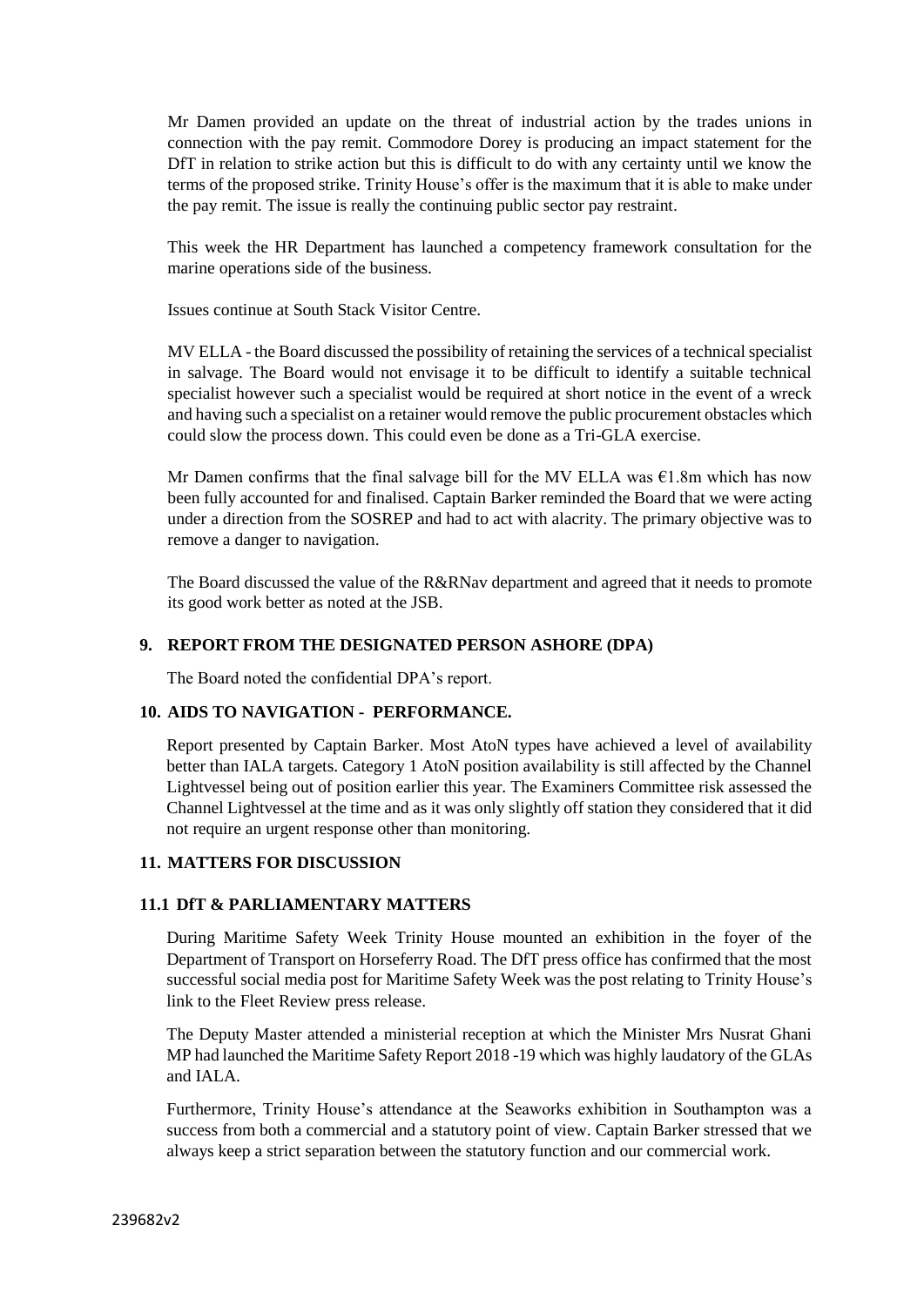Mr Damen provided an update on the threat of industrial action by the trades unions in connection with the pay remit. Commodore Dorey is producing an impact statement for the DfT in relation to strike action but this is difficult to do with any certainty until we know the terms of the proposed strike. Trinity House's offer is the maximum that it is able to make under the pay remit. The issue is really the continuing public sector pay restraint.

This week the HR Department has launched a competency framework consultation for the marine operations side of the business.

Issues continue at South Stack Visitor Centre.

MV ELLA - the Board discussed the possibility of retaining the services of a technical specialist in salvage. The Board would not envisage it to be difficult to identify a suitable technical specialist however such a specialist would be required at short notice in the event of a wreck and having such a specialist on a retainer would remove the public procurement obstacles which could slow the process down. This could even be done as a Tri-GLA exercise.

Mr Damen confirms that the final salvage bill for the MV ELLA was €1.8m which has now been fully accounted for and finalised. Captain Barker reminded the Board that we were acting under a direction from the SOSREP and had to act with alacrity. The primary objective was to remove a danger to navigation.

The Board discussed the value of the R&RNav department and agreed that it needs to promote its good work better as noted at the JSB.

## 9. REPORT FROM THE DESIGNATED PERSON ASHORE (DPA)

The Board noted the confidential DPA's report.

## 10. AIDS TO NAVIGATION - PERFORMANCE.

Report presented by Captain Barker. Most AtoN types have achieved a level of availability better than IALA targets. Category 1 AtoN position availability is still affected by the Channel Lightvessel being out of position earlier this year. The Examiners Committee risk assessed the Channel Lightvessel at the time and as it was only slightly off station they considered that it did not require an urgent response other than monitoring.

## 11. MATTERS FOR DISCUSSION

### 11.1 DfT & PARLIAMENTARY MATTERS

During Maritime Safety Week Trinity House mounted an exhibition in the foyer of the Department of Transport on Horseferry Road. The DfT press office has confirmed that the most successful social media post for Maritime Safety Week was the post relating to Trinity House's link to the Fleet Review press release.

The Deputy Master attended a ministerial reception at which the Minister Mrs Nusrat Ghani MP had launched the Maritime Safety Report 2018 -19 which was highly laudatory of the GLAs and IALA.

Furthermore, Trinity House's attendance at the Seaworks exhibition in Southampton was a success from both a commercial and a statutory point of view. Captain Barker stressed that we always keep a strict separation between the statutory function and our commercial work.

239682v2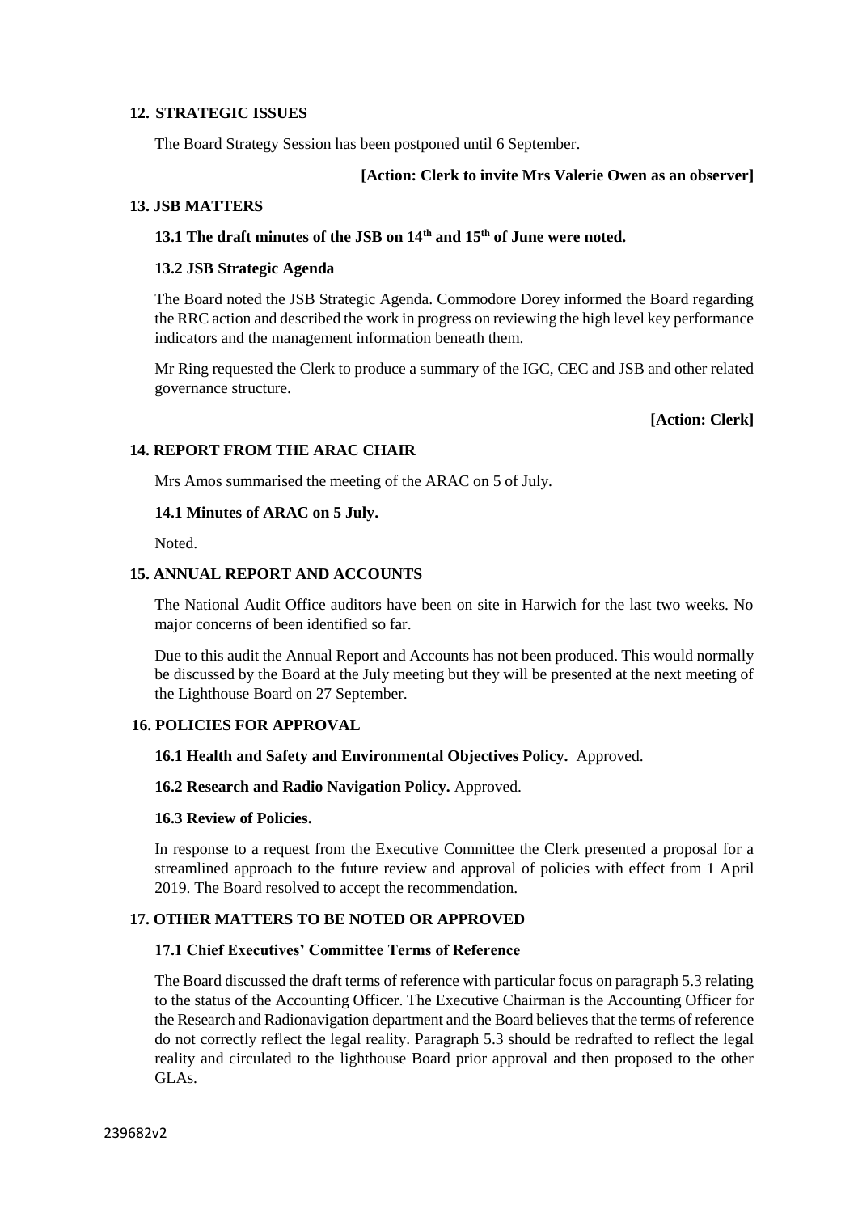## 12. STRATEGIC ISSUES

The Board Strategy Session has been postponed until 6 September.

**[Action: Clerk to invite Mrs Valerie Owen as an observer]**

## 13. JSB MATTERS

### 13.1 The draft minutes of the JSB on 14th and 15th of June were noted.

### 13.2 JSB Strategic Agenda

The Board noted the JSB Strategic Agenda. Commodore Dorey informed the Board regarding the RRC action and described the work in progress on reviewing the high level key performance indicators and the management information beneath them.

Mr Ring requested the Clerk to produce a summary of the IGC, CEC and JSB and other related governance structure.

**[Action: Clerk]**

## 14. REPORT FROM THE ARAC CHAIR

Mrs Amos summarised the meeting of the ARAC on 5 of July.

### 14.1 Minutes of ARAC on 5 July.

Noted.

## 15. ANNUAL REPORT AND ACCOUNTS

The National Audit Office auditors have been on site in Harwich for the last two weeks. No major concerns of been identified so far.

Due to this audit the Annual Report and Accounts has not been produced. This would normally be discussed by the Board at the July meeting but they will be presented at the next meeting of the Lighthouse Board on 27 September.

## 16. POLICIES FOR APPROVAL

**16.1 Health and Safety and Environmental Objectives Policy.** Approved.

**16.2 Research and Radio Navigation Policy.** Approved.

### 16.3 Review of Policies.

In response to a request from the Executive Committee the Clerk presented a proposal for a streamlined approach to the future review and approval of policies with effect from 1 April 2019. The Board resolved to accept the recommendation.

## 17. OTHER MATTERS TO BE NOTED OR APPROVED

### 17.1 Chief Executives' Committee Terms of Reference

The Board discussed the draft terms of reference with particular focus on paragraph 5.3 relating to the status of the Accounting Officer. The Executive Chairman is the Accounting Officer for the Research and Radionavigation department and the Board believes that the terms of reference do not correctly reflect the legal reality. Paragraph 5.3 should be redrafted to reflect the legal reality and circulated to the lighthouse Board prior approval and then proposed to the other GLAs.

239682v2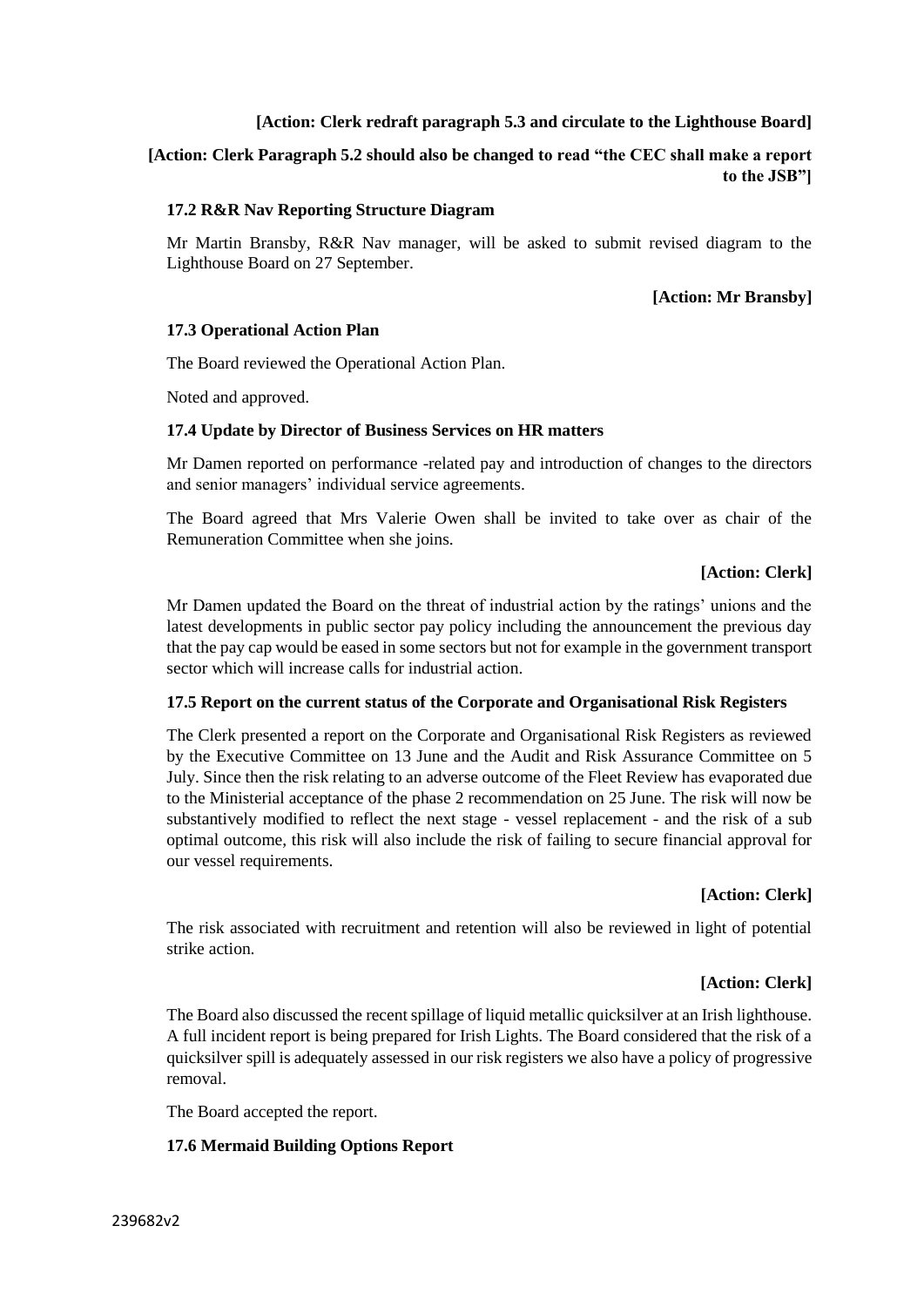**[Action: Clerk redraft paragraph 5.3 and circulate to the Lighthouse Board]**

**[Action: Clerk Paragraph 5.2 should also be changed to read "the CEC shall make a report to the JSB"]**

### 17.2 R&R Nav Reporting Structure Diagram

Mr Martin Bransby, R&R Nav manager, will be asked to submit revised diagram to the Lighthouse Board on 27 September.

**[Action: Mr Bransby]**

### 17.3 Operational Action Plan

The Board reviewed the Operational Action Plan.

Noted and approved.

### 17.4 Update by Director of Business Services on HR matters

Mr Damen reported on performance -related pay and introduction of changes to the directors and senior managers' individual service agreements.

The Board agreed that Mrs Valerie Owen shall be invited to take over as chair of the Remuneration Committee when she joins.

**[Action: Clerk]**

Mr Damen updated the Board on the threat of industrial action by the ratings' unions and the latest developments in public sector pay policy including the announcement the previous day that the pay cap would be eased in some sectors but not for example in the government transport sector which will increase calls for industrial action.

### 17.5 Report on the current status of the Corporate and Organisational Risk Registers

The Clerk presented a report on the Corporate and Organisational Risk Registers as reviewed by the Executive Committee on 13 June and the Audit and Risk Assurance Committee on 5 July. Since then the risk relating to an adverse outcome of the Fleet Review has evaporated due to the Ministerial acceptance of the phase 2 recommendation on 25 June. The risk will now be substantively modified to reflect the next stage - vessel replacement - and the risk of a sub optimal outcome, this risk will also include the risk of failing to secure financial approval for our vessel requirements.

**[Action: Clerk]**

The risk associated with recruitment and retention will also be reviewed in light of potential strike action.

**[Action: Clerk]**

The Board also discussed the recent spillage of liquid metallic quicksilver at an Irish lighthouse. A full incident report is being prepared for Irish Lights. The Board considered that the risk of a quicksilver spill is adequately assessed in our risk registers we also have a policy of progressive removal.

The Board accepted the report.

### 17.6 Mermaid Building Options Report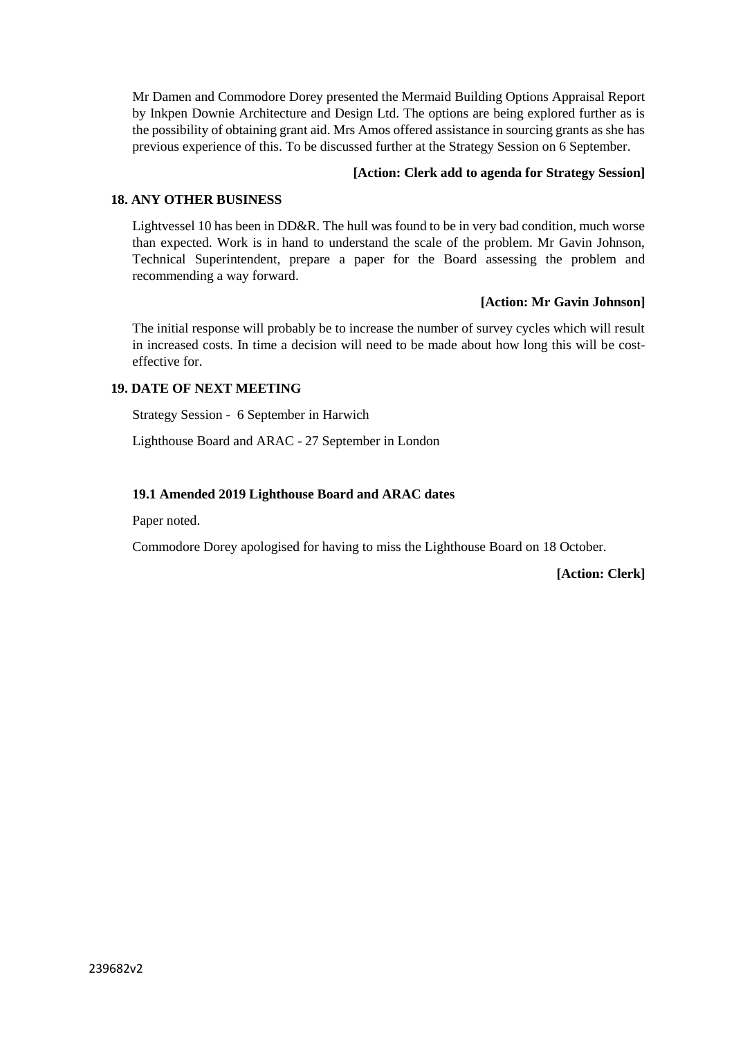Mr Damen and Commodore Dorey presented the Mermaid Building Options Appraisal Report by Inkpen Downie Architecture and Design Ltd. The options are being explored further as is the possibility of obtaining grant aid. Mrs Amos offered assistance in sourcing grants as she has previous experience of this. To be discussed further at the Strategy Session on 6 September.

**[Action: Clerk add to agenda for Strategy Session]**

### 18. ANY OTHER BUSINESS

Lightvessel 10 has been in DD&R. The hull was found to be in very bad condition, much worse than expected. Work is in hand to understand the scale of the problem. Mr Gavin Johnson, Technical Superintendent, prepare a paper for the Board assessing the problem and recommending a way forward.

**[Action: Mr Gavin Johnson]**

The initial response will probably be to increase the number of survey cycles which will result in increased costs. In time a decision will need to be made about how long this will be cost-effective for.

### 19. DATE OF NEXT MEETING

Strategy Session - 6 September in Harwich

Lighthouse Board and ARAC - 27 September in London

#### 19.1 Amended 2019 Lighthouse Board and ARAC dates

Paper noted.

Commodore Dorey apologised for having to miss the Lighthouse Board on 18 October.

**[Action: Clerk]**

239682v2